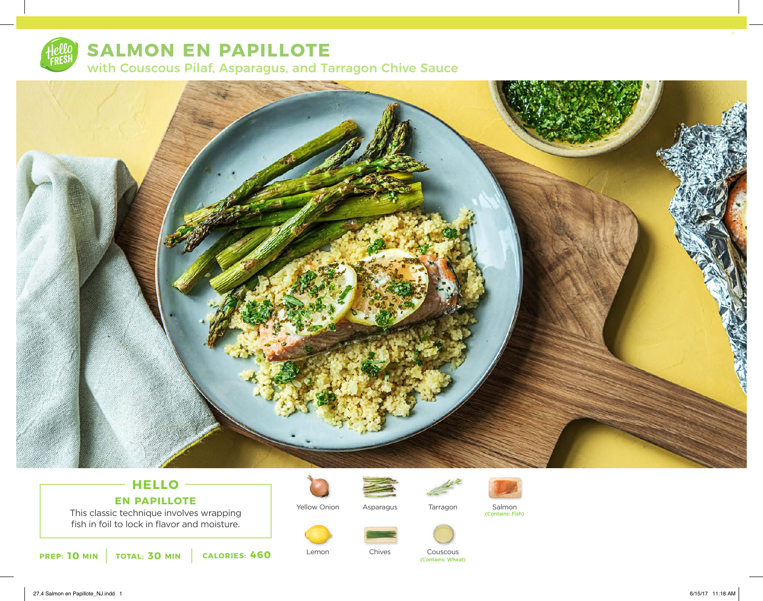# SALMON EN PAPILLOTE

## with Couscous Pilaf, Asparagus, and Tarragon Chive Sauce

### HELLO

### EN PAPILLOTE

This classic technique involves wrapping fish in foil to lock in flavor and moisture.

**PREP: 10 MIN** | **TOTAL: 30 MIN** | **CALORIES: 460**

- Yellow Onion
- Asparagus
- Tarragon
- Salmon (Contains: Fish)
- Lemon
- Chives
- Couscous (Contains: Wheat)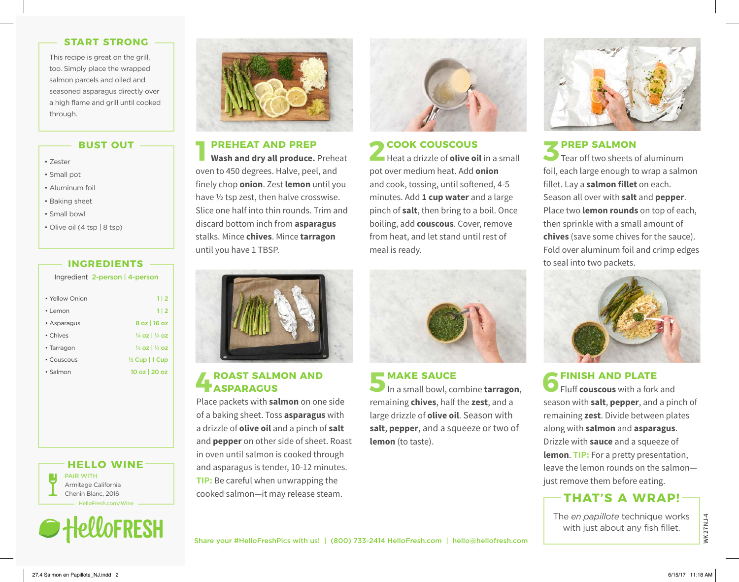## START STRONG

This recipe is great on the grill, too. Simply place the wrapped salmon parcels and oiled and seasoned asparagus directly over a high flame and grill until cooked through.

## BUST OUT

- Zester
- Small pot
- Aluminum foil
- Baking sheet
- Small bowl
- Olive oil (4 tsp | 8 tsp)

## INGREDIENTS

| Ingredient | 2-person \| 4-person |
|---|---|
| Yellow Onion | 1 \| 2 |
| Lemon | 1 \| 2 |
| Asparagus | 8 oz \| 16 oz |
| Chives | ¼ oz \| ¼ oz |
| Tarragon | ¼ oz \| ¼ oz |
| Couscous | ½ Cup \| 1 Cup |
| Salmon | 10 oz \| 20 oz |

## HELLO WINE

PAIR WITH
Armitage California Chenin Blanc, 2016
HelloFresh.com/Wine

HelloFRESH

## 1 PREHEAT AND PREP

**Wash and dry all produce.** Preheat oven to 450 degrees. Halve, peel, and finely chop **onion**. Zest **lemon** until you have ½ tsp zest, then halve crosswise. Slice one half into thin rounds. Trim and discard bottom inch from **asparagus** stalks. Mince **chives**. Mince **tarragon** until you have 1 TBSP.

## 2 COOK COUSCOUS

Heat a drizzle of **olive oil** in a small pot over medium heat. Add **onion** and cook, tossing, until softened, 4-5 minutes. Add **1 cup water** and a large pinch of **salt**, then bring to a boil. Once boiling, add **couscous**. Cover, remove from heat, and let stand until rest of meal is ready.

## 3 PREP SALMON

Tear off two sheets of aluminum foil, each large enough to wrap a salmon fillet. Lay a **salmon fillet** on each. Season all over with **salt** and **pepper**. Place two **lemon rounds** on top of each, then sprinkle with a small amount of **chives** (save some chives for the sauce). Fold over aluminum foil and crimp edges to seal into two packets.

## 4 ROAST SALMON AND ASPARAGUS

Place packets with **salmon** on one side of a baking sheet. Toss **asparagus** with a drizzle of **olive oil** and a pinch of **salt** and **pepper** on other side of sheet. Roast in oven until salmon is cooked through and asparagus is tender, 10-12 minutes. **TIP:** Be careful when unwrapping the cooked salmon—it may release steam.

## 5 MAKE SAUCE

In a small bowl, combine **tarragon**, remaining **chives**, half the **zest**, and a large drizzle of **olive oil**. Season with **salt**, **pepper**, and a squeeze or two of **lemon** (to taste).

## 6 FINISH AND PLATE

Fluff **couscous** with a fork and season with **salt**, **pepper**, and a pinch of remaining **zest**. Divide between plates along with **salmon** and **asparagus**. Drizzle with **sauce** and a squeeze of **lemon**. **TIP:** For a pretty presentation, leave the lemon rounds on the salmon—just remove them before eating.

## THAT'S A WRAP!

The *en papillote* technique works with just about any fish fillet.

WK27NJ-4

Share your #HelloFreshPics with us! | (800) 733-2414 HelloFresh.com | hello@hellofresh.com